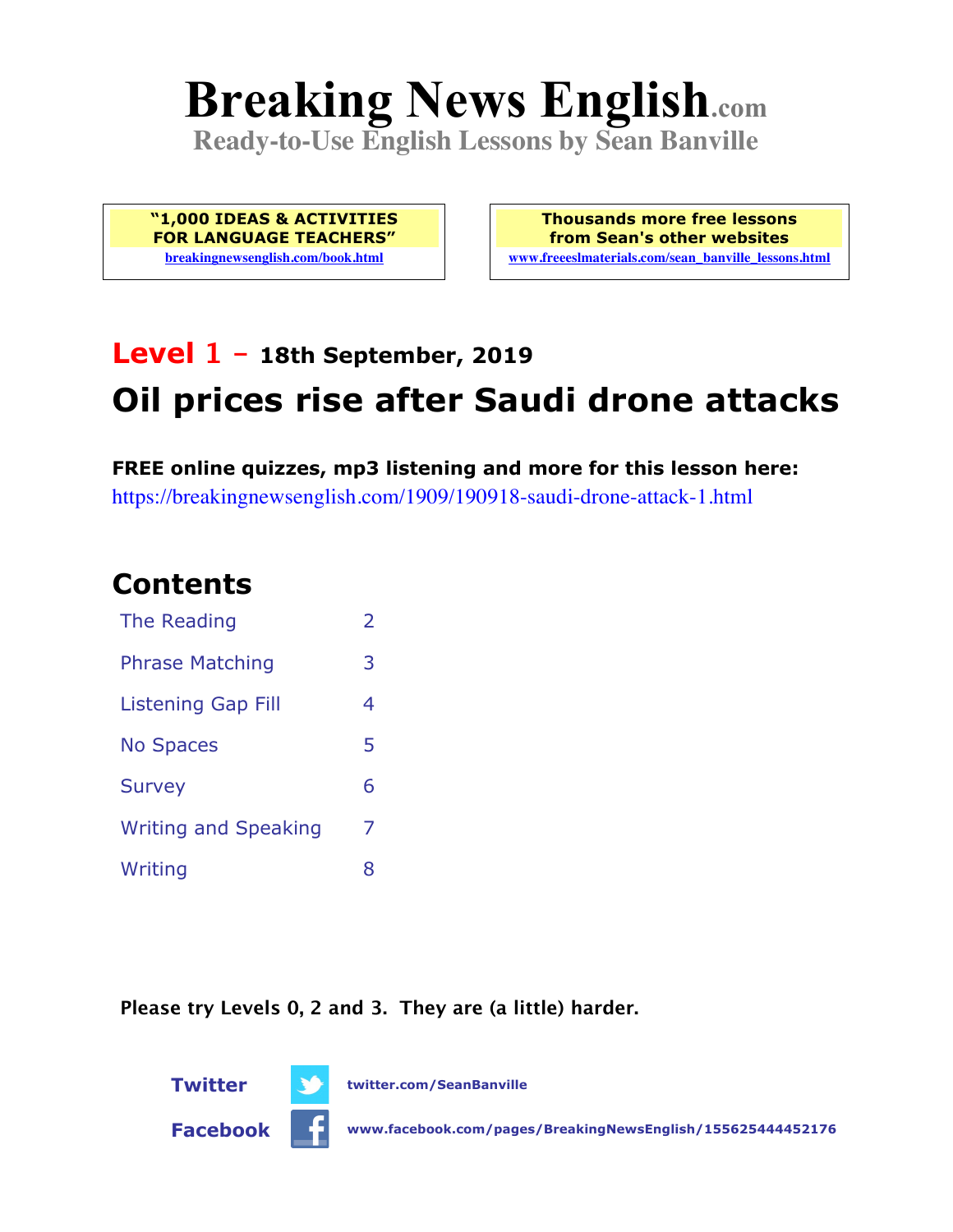# Breaking News English.com

**Ready-to-Use English Lessons by Sean Banville**

| "1,000 IDEAS & ACTIVITIES FOR LANGUAGE TEACHERS" breakingnewsenglish.com/book.html | Thousands more free lessons from Sean's other websites www.freeeslmaterials.com/sean_banville_lessons.html |
|---|---|

## Level 1 – 18th September, 2019

# Oil prices rise after Saudi drone attacks

**FREE online quizzes, mp3 listening and more for this lesson here:**
https://breakingnewsenglish.com/1909/190918-saudi-drone-attack-1.html

## Contents

| | |
|---|---|
| The Reading | 2 |
| Phrase Matching | 3 |
| Listening Gap Fill | 4 |
| No Spaces | 5 |
| Survey | 6 |
| Writing and Speaking | 7 |
| Writing | 8 |

**Please try Levels 0, 2 and 3. They are (a little) harder.**

**Twitter** twitter.com/SeanBanville

**Facebook** www.facebook.com/pages/BreakingNewsEnglish/155625444452176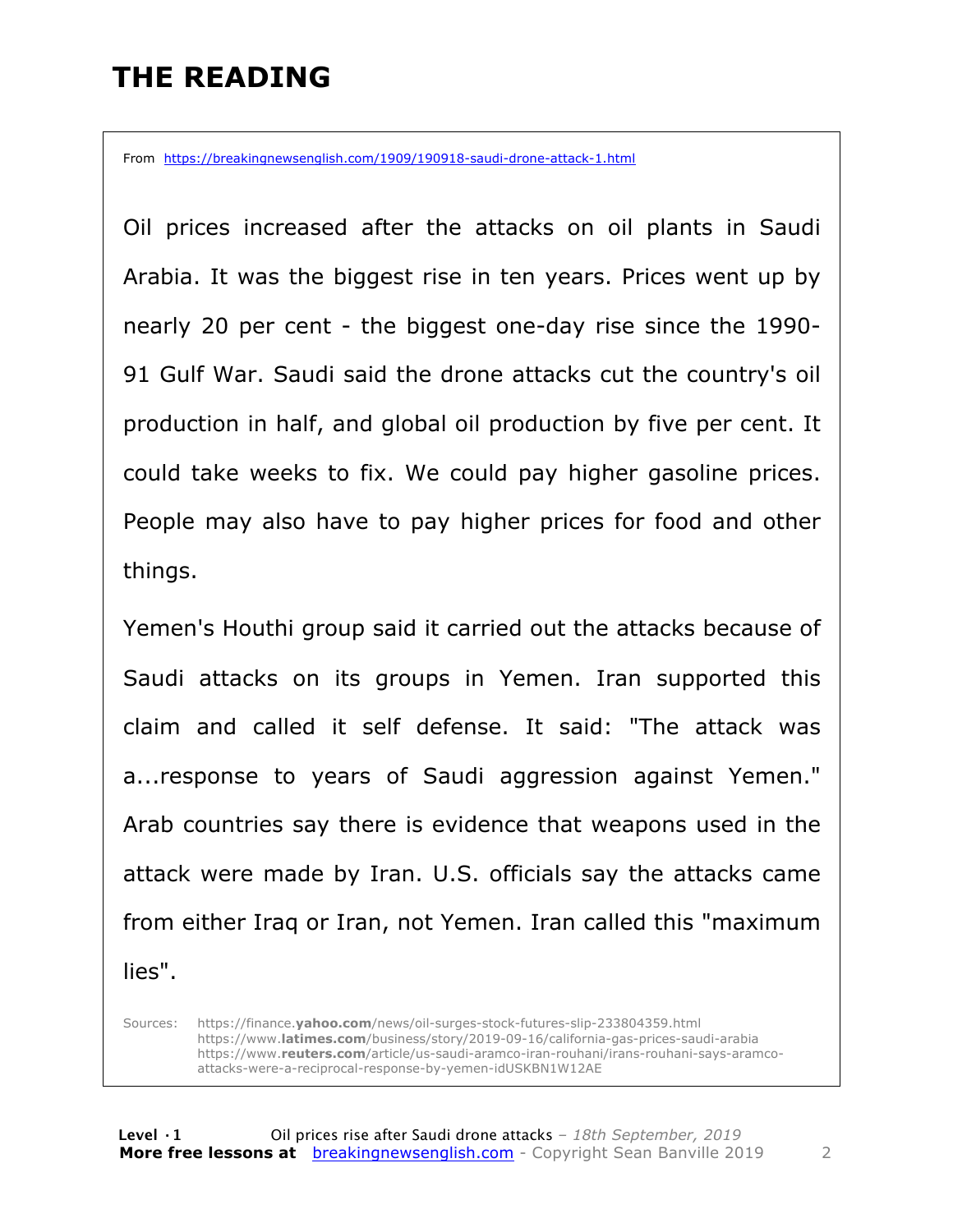# THE READING

From https://breakingnewsenglish.com/1909/190918-saudi-drone-attack-1.html

Oil prices increased after the attacks on oil plants in Saudi Arabia. It was the biggest rise in ten years. Prices went up by nearly 20 per cent - the biggest one-day rise since the 1990-91 Gulf War. Saudi said the drone attacks cut the country's oil production in half, and global oil production by five per cent. It could take weeks to fix. We could pay higher gasoline prices. People may also have to pay higher prices for food and other things.

Yemen's Houthi group said it carried out the attacks because of Saudi attacks on its groups in Yemen. Iran supported this claim and called it self defense. It said: "The attack was a...response to years of Saudi aggression against Yemen." Arab countries say there is evidence that weapons used in the attack were made by Iran. U.S. officials say the attacks came from either Iraq or Iran, not Yemen. Iran called this "maximum lies".

Sources: https://finance.yahoo.com/news/oil-surges-stock-futures-slip-233804359.html
https://www.latimes.com/business/story/2019-09-16/california-gas-prices-saudi-arabia
https://www.reuters.com/article/us-saudi-aramco-iran-rouhani/irans-rouhani-says-aramco-attacks-were-a-reciprocal-response-by-yemen-idUSKBN1W12AE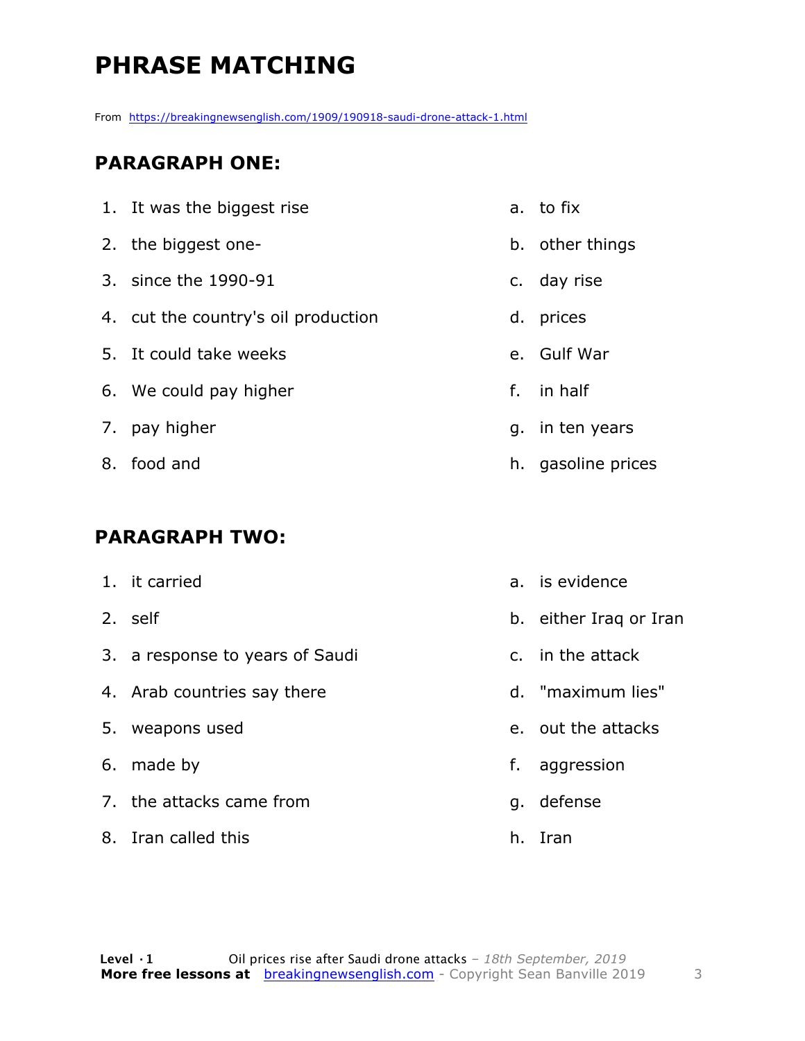# PHRASE MATCHING

From https://breakingnewsenglish.com/1909/190918-saudi-drone-attack-1.html

## PARAGRAPH ONE:

1. It was the biggest rise
2. the biggest one-
3. since the 1990-91
4. cut the country's oil production
5. It could take weeks
6. We could pay higher
7. pay higher
8. food and

a. to fix
b. other things
c. day rise
d. prices
e. Gulf War
f. in half
g. in ten years
h. gasoline prices

## PARAGRAPH TWO:

1. it carried
2. self
3. a response to years of Saudi
4. Arab countries say there
5. weapons used
6. made by
7. the attacks came from
8. Iran called this

a. is evidence
b. either Iraq or Iran
c. in the attack
d. "maximum lies"
e. out the attacks
f. aggression
g. defense
h. Iran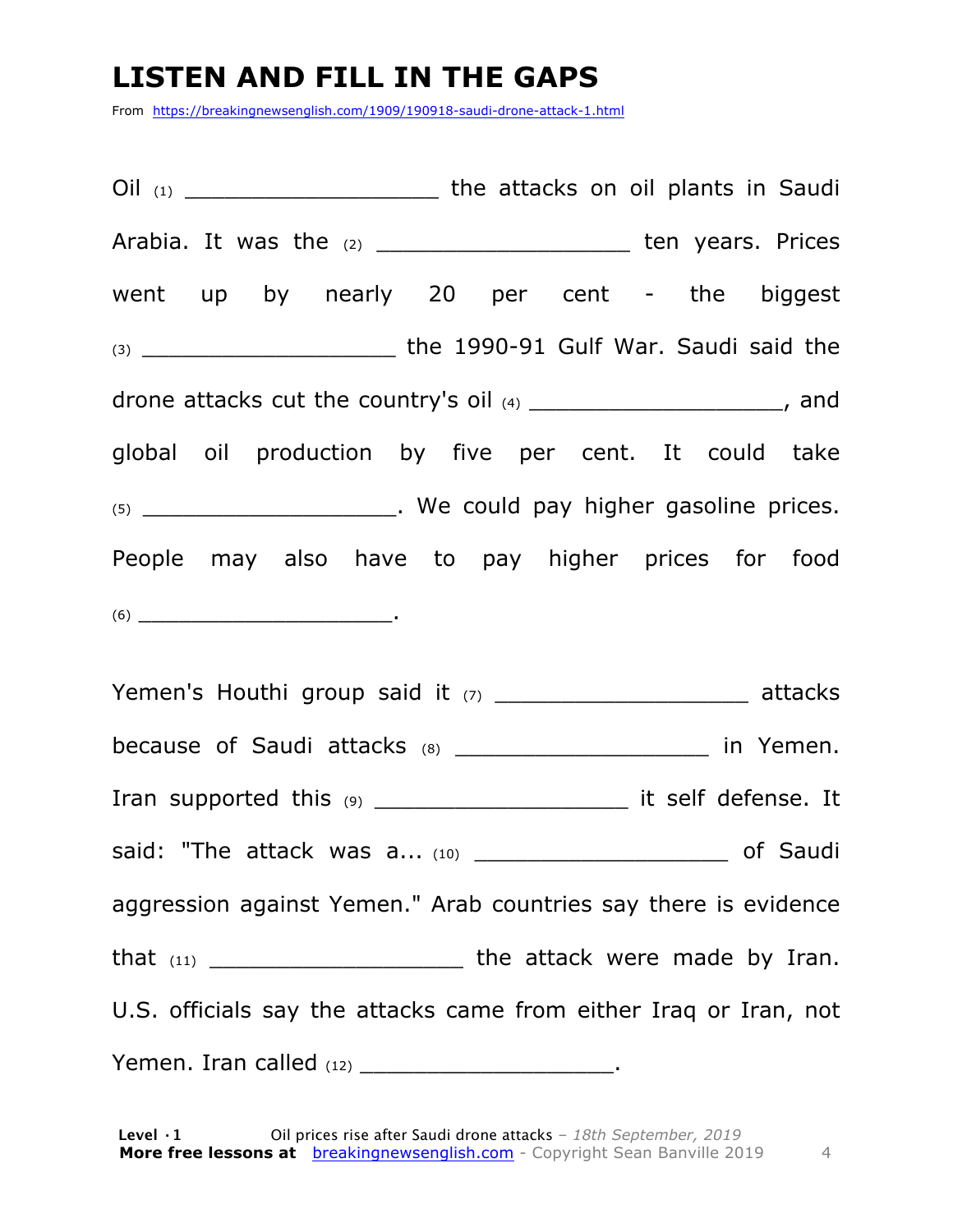# LISTEN AND FILL IN THE GAPS

From https://breakingnewsenglish.com/1909/190918-saudi-drone-attack-1.html

Oil (1) ___________________ the attacks on oil plants in Saudi Arabia. It was the (2) ___________________ ten years. Prices went up by nearly 20 per cent - the biggest (3) ___________________ the 1990-91 Gulf War. Saudi said the drone attacks cut the country's oil (4) ___________________, and global oil production by five per cent. It could take (5) ___________________. We could pay higher gasoline prices. People may also have to pay higher prices for food (6) ___________________.

Yemen's Houthi group said it (7) ___________________ attacks because of Saudi attacks (8) ___________________ in Yemen. Iran supported this (9) ___________________ it self defense. It said: "The attack was a... (10) ___________________ of Saudi aggression against Yemen." Arab countries say there is evidence that (11) ___________________ the attack were made by Iran. U.S. officials say the attacks came from either Iraq or Iran, not Yemen. Iran called (12) ___________________.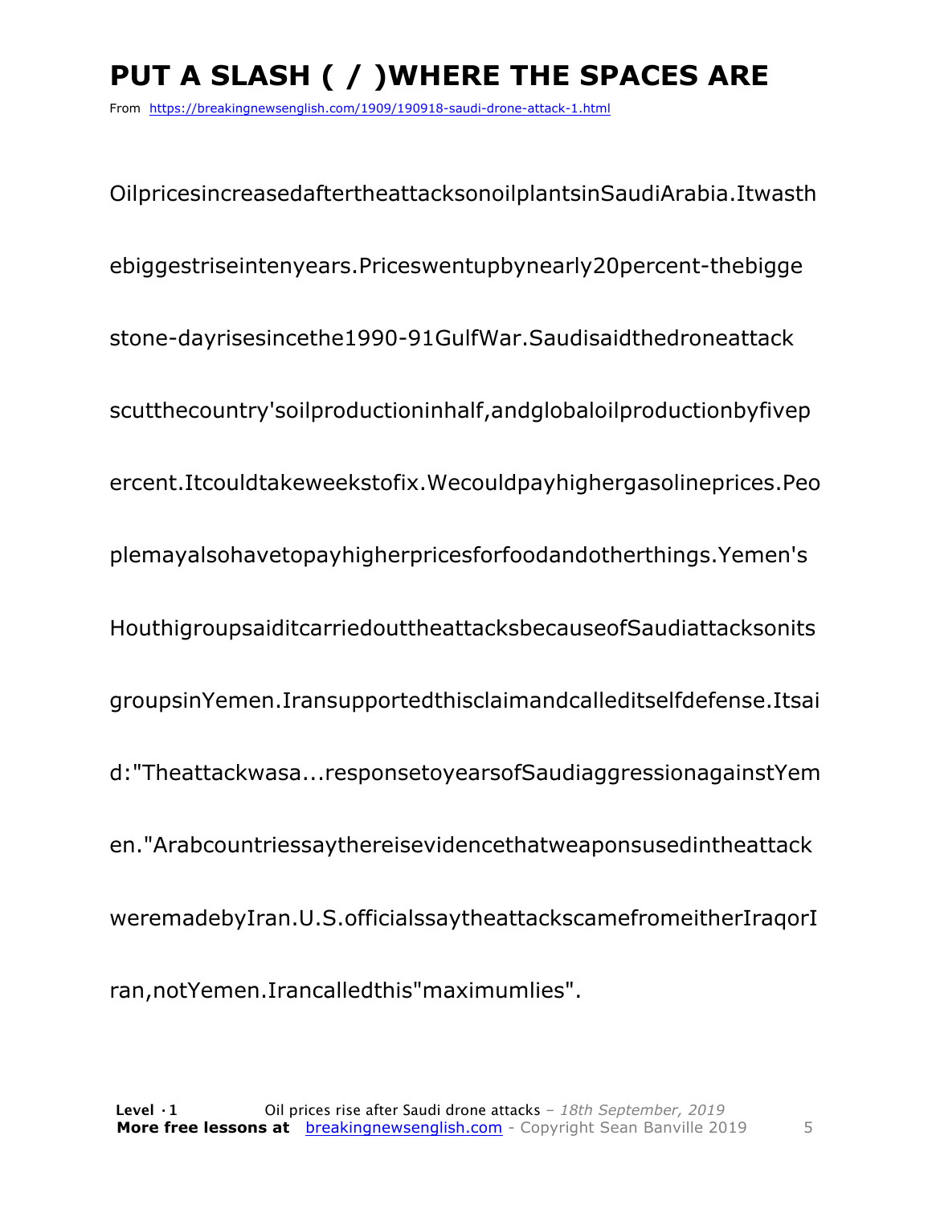# PUT A SLASH ( / )WHERE THE SPACES ARE

From https://breakingnewsenglish.com/1909/190918-saudi-drone-attack-1.html

OilpricesincreasedaftertheattacksonoilplantsinSaudiArabia.Itwasth

ebiggestriseintenyears.Priceswentupbynearly20percent-thebigge

stone-dayrisesincethe1990-91GulfWar.Saudisaidthedroneattack

scutthecountry'soilproductioninhalf,andglobaloilproductionbyfivep

ercent.Itcouldtakeweekstofix.Wecouldpayhighergasolineprices.Peo

plemayalsohavetopayhigherpricesforfoodandotherthings.Yemen's

HouthigroupsaiditcarriedouttheattacksbecauseofSaudiattacksonits

groupsinYemen.Iransupportedthisclaimandcalleditselfdefense.Itsai

d:"Theattackwasa...responsetoyearsofSaudiaggressionagainstYem

en."Arabcountriessaythereisevidencethatweaponsusedintheattack

weremadebyIran.U.S.officialssaytheattackscamefromeitherIraqorI

ran,notYemen.Irancalledthis"maximumlies".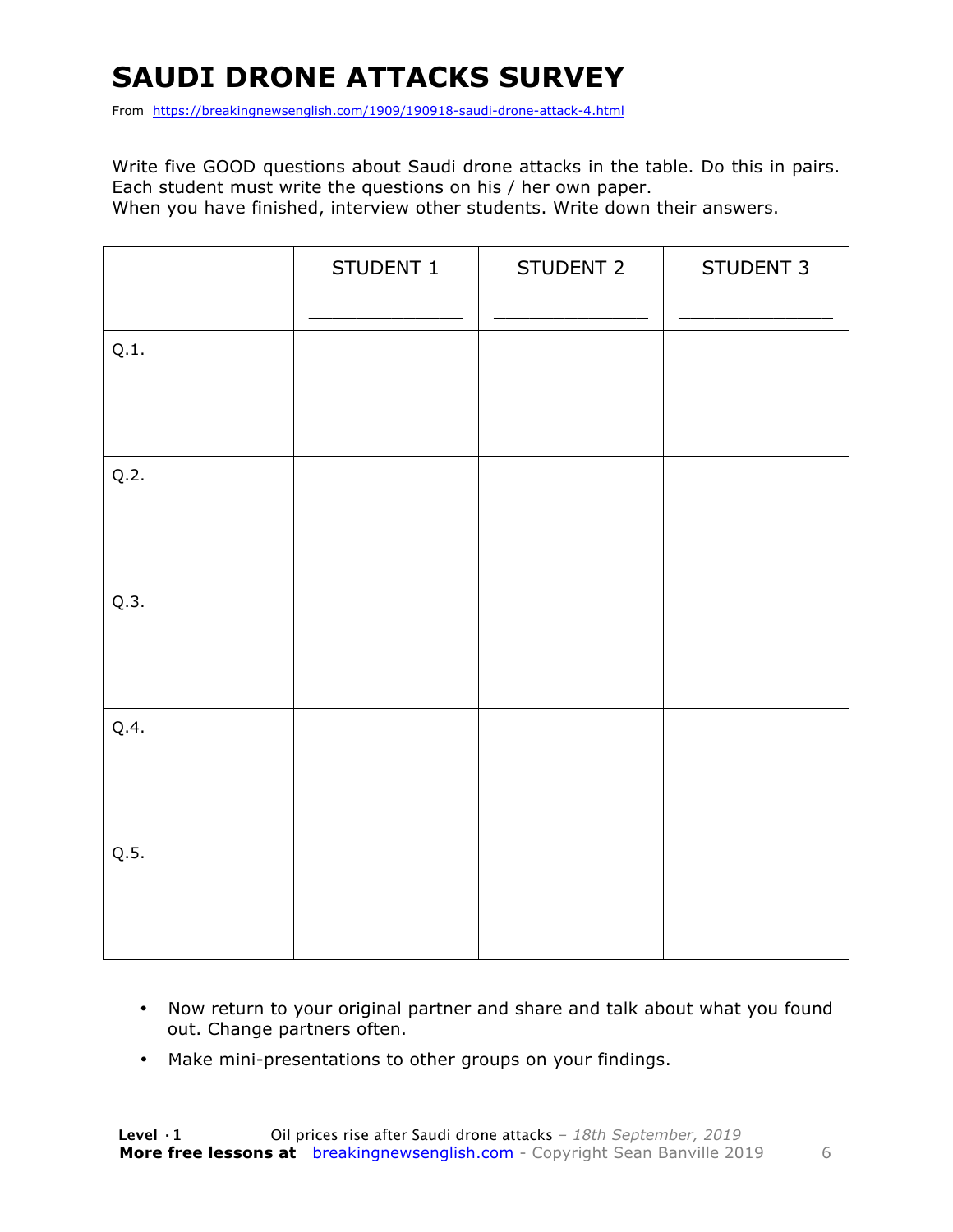# SAUDI DRONE ATTACKS SURVEY

From https://breakingnewsenglish.com/1909/190918-saudi-drone-attack-4.html

Write five GOOD questions about Saudi drone attacks in the table. Do this in pairs. Each student must write the questions on his / her own paper.
When you have finished, interview other students. Write down their answers.

| | STUDENT 1<br>_____________ | STUDENT 2<br>_____________ | STUDENT 3<br>_____________ |
|---|---|---|---|
| Q.1. | | | |
| Q.2. | | | |
| Q.3. | | | |
| Q.4. | | | |
| Q.5. | | | |

- Now return to your original partner and share and talk about what you found out. Change partners often.
- Make mini-presentations to other groups on your findings.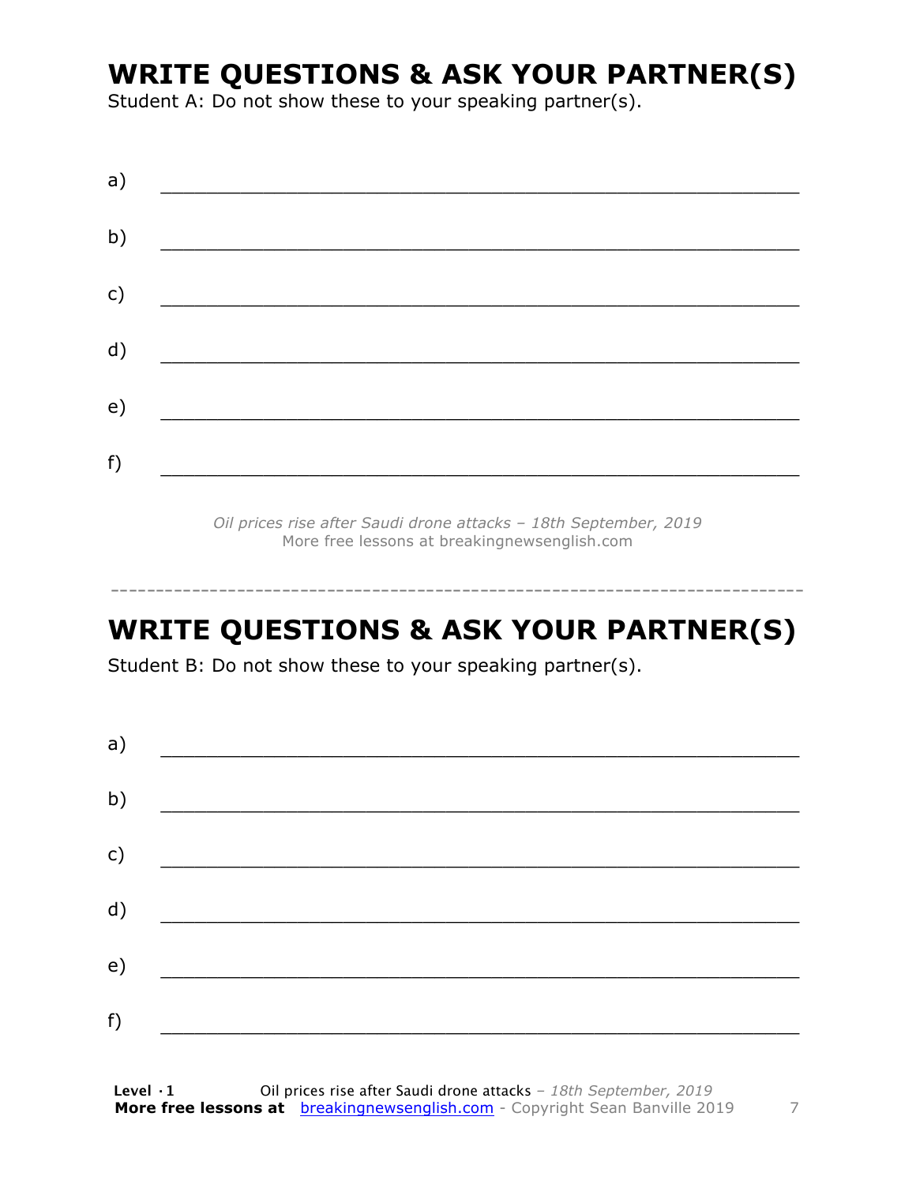## WRITE QUESTIONS & ASK YOUR PARTNER(S)

Student A: Do not show these to your speaking partner(s).

a) ___________________________________________________________

b) ___________________________________________________________

c) ___________________________________________________________

d) ___________________________________________________________

e) ___________________________________________________________

f) ___________________________________________________________

*Oil prices rise after Saudi drone attacks – 18th September, 2019*
More free lessons at breakingnewsenglish.com

---

## WRITE QUESTIONS & ASK YOUR PARTNER(S)

Student B: Do not show these to your speaking partner(s).

a) ___________________________________________________________

b) ___________________________________________________________

c) ___________________________________________________________

d) ___________________________________________________________

e) ___________________________________________________________

f) ___________________________________________________________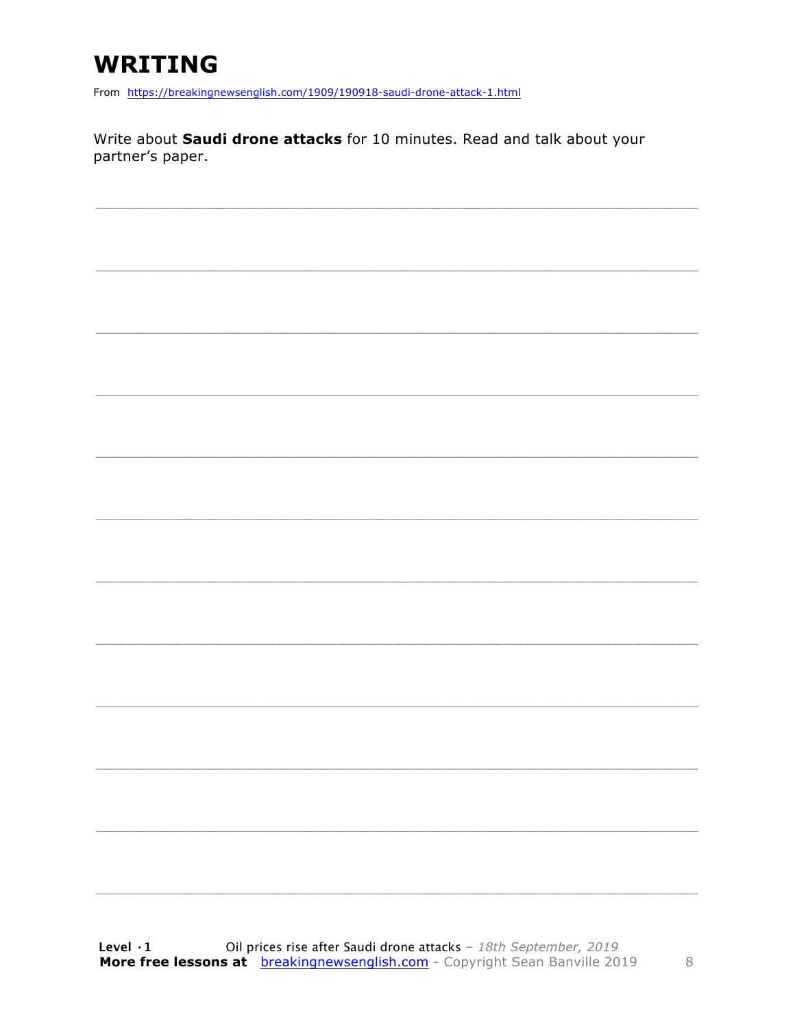# WRITING

From https://breakingnewsenglish.com/1909/190918-saudi-drone-attack-1.html

Write about **Saudi drone attacks** for 10 minutes. Read and talk about your partner's paper.

___________________________________________________________________________

___________________________________________________________________________

___________________________________________________________________________

___________________________________________________________________________

___________________________________________________________________________

___________________________________________________________________________

___________________________________________________________________________

___________________________________________________________________________

___________________________________________________________________________

___________________________________________________________________________

___________________________________________________________________________

___________________________________________________________________________